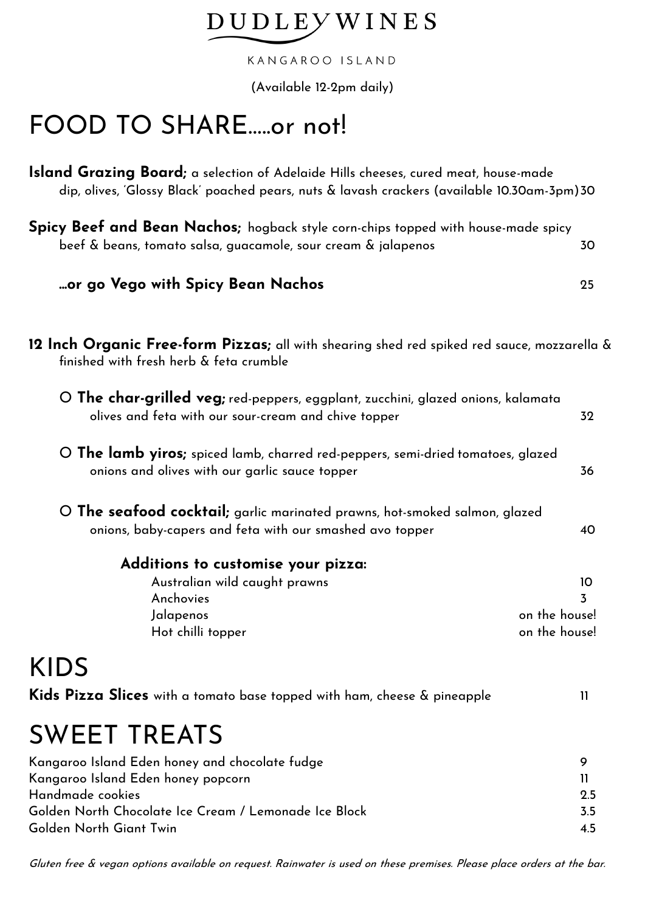# DUDLEY WINES

KANGAROO ISLAND

(Available 12-2pm daily)

# FOOD TO SHARE.....or not!

**Island Grazing Board;** a selection of Adelaide Hills cheeses, cured meat, house-made dip, olives, 'Glossy Black' poached pears, nuts & lavash crackers (available 10.30am-3pm) 30

**Spicy Beef and Bean Nachos;** hogback style corn-chips topped with house-made spicy beef & beans, tomato salsa, guacamole, sour cream & jalapenos 30

**...or go Vego with Spicy Bean Nachos** 25

**12 Inch Organic Free-form Pizzas;** all with shearing shed red spiked red sauce, mozzarella & finished with fresh herb & feta crumble

- **The char-grilled veg;** red-peppers, eggplant, zucchini, glazed onions, kalamata olives and feta with our sour-cream and chive topper 32
- **The lamb yiros;** spiced lamb, charred red-peppers, semi-dried tomatoes, glazed onions and olives with our garlic sauce topper 36
- **The seafood cocktail;** garlic marinated prawns, hot-smoked salmon, glazed onions, baby-capers and feta with our smashed avo topper 40

**Additions to customise your pizza:**

| | |
|---|---|
| Australian wild caught prawns | 10 |
| Anchovies | 3 |
| Jalapenos | on the house! |
| Hot chilli topper | on the house! |

# KIDS

**Kids Pizza Slices** with a tomato base topped with ham, cheese & pineapple 11

# SWEET TREATS

| | |
|---|---|
| Kangaroo Island Eden honey and chocolate fudge | 9 |
| Kangaroo Island Eden honey popcorn | 11 |
| Handmade cookies | 2.5 |
| Golden North Chocolate Ice Cream / Lemonade Ice Block | 3.5 |
| Golden North Giant Twin | 4.5 |

*Gluten free & vegan options available on request. Rainwater is used on these premises. Please place orders at the bar.*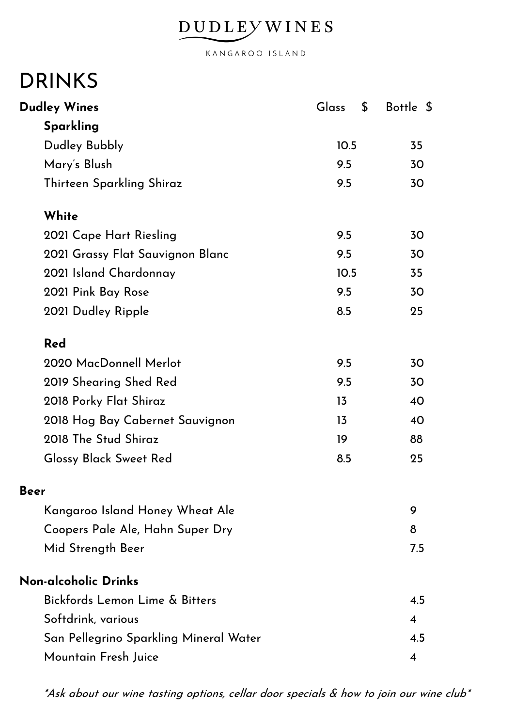DUDLEY WINES

KANGAROO ISLAND

# DRINKS

| Dudley Wines | Glass $ | Bottle $ |
|---|---|---|
| **Sparkling** | | |
| Dudley Bubbly | 10.5 | 35 |
| Mary's Blush | 9.5 | 30 |
| Thirteen Sparkling Shiraz | 9.5 | 30 |
| **White** | | |
| 2021 Cape Hart Riesling | 9.5 | 30 |
| 2021 Grassy Flat Sauvignon Blanc | 9.5 | 30 |
| 2021 Island Chardonnay | 10.5 | 35 |
| 2021 Pink Bay Rose | 9.5 | 30 |
| 2021 Dudley Ripple | 8.5 | 25 |
| **Red** | | |
| 2020 MacDonnell Merlot | 9.5 | 30 |
| 2019 Shearing Shed Red | 9.5 | 30 |
| 2018 Porky Flat Shiraz | 13 | 40 |
| 2018 Hog Bay Cabernet Sauvignon | 13 | 40 |
| 2018 The Stud Shiraz | 19 | 88 |
| Glossy Black Sweet Red | 8.5 | 25 |

**Beer**

| | |
|---|---|
| Kangaroo Island Honey Wheat Ale | 9 |
| Coopers Pale Ale, Hahn Super Dry | 8 |
| Mid Strength Beer | 7.5 |

**Non-alcoholic Drinks**

| | |
|---|---|
| Bickfords Lemon Lime & Bitters | 4.5 |
| Softdrink, various | 4 |
| San Pellegrino Sparkling Mineral Water | 4.5 |
| Mountain Fresh Juice | 4 |

*\*Ask about our wine tasting options, cellar door specials & how to join our wine club\**